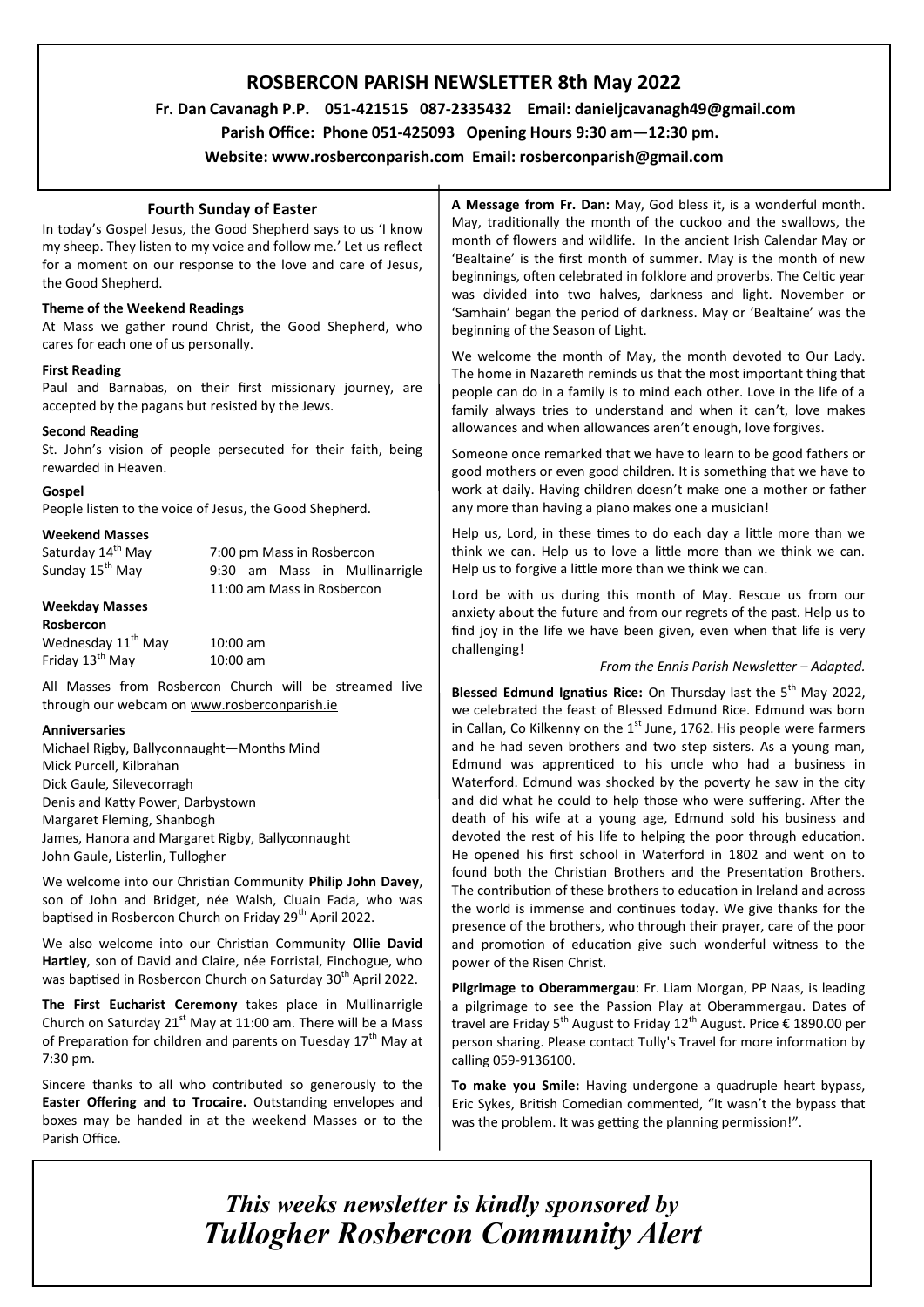# ROSBERCON PARISH NEWSLETTER 8th May 2022

**Fr. Dan Cavanagh P.P. 051-421515 087-2335432 Email: danieljcavanagh49@gmail.com**

**Parish Office: Phone 051-425093 Opening Hours 9:30 am—12:30 pm.**

**Website: www.rosberconparish.com Email: rosberconparish@gmail.com**

## Fourth Sunday of Easter

In today's Gospel Jesus, the Good Shepherd says to us 'I know my sheep. They listen to my voice and follow me.' Let us reflect for a moment on our response to the love and care of Jesus, the Good Shepherd.

#### Theme of the Weekend Readings

At Mass we gather round Christ, the Good Shepherd, who cares for each one of us personally.

#### First Reading

Paul and Barnabas, on their first missionary journey, are accepted by the pagans but resisted by the Jews.

#### Second Reading

St. John's vision of people persecuted for their faith, being rewarded in Heaven.

#### Gospel

People listen to the voice of Jesus, the Good Shepherd.

#### Weekend Masses

| | |
|---|---|
| Saturday 14th May | 7:00 pm Mass in Rosbercon |
| Sunday 15th May | 9:30 am Mass in Mullinarrigle |
| | 11:00 am Mass in Rosbercon |

#### Weekday Masses

**Rosbercon**

| | |
|---|---|
| Wednesday 11th May | 10:00 am |
| Friday 13th May | 10:00 am |

All Masses from Rosbercon Church will be streamed live through our webcam on www.rosberconparish.ie

#### Anniversaries

Michael Rigby, Ballyconnaught—Months Mind
Mick Purcell, Kilbrahan
Dick Gaule, Silevecorragh
Denis and Katty Power, Darbystown
Margaret Fleming, Shanbogh
James, Hanora and Margaret Rigby, Ballyconnaught
John Gaule, Listerlin, Tullogher

We welcome into our Christian Community **Philip John Davey**, son of John and Bridget, née Walsh, Cluain Fada, who was baptised in Rosbercon Church on Friday 29th April 2022.

We also welcome into our Christian Community **Ollie David Hartley**, son of David and Claire, née Forristal, Finchogue, who was baptised in Rosbercon Church on Saturday 30th April 2022.

**The First Eucharist Ceremony** takes place in Mullinarrigle Church on Saturday 21st May at 11:00 am. There will be a Mass of Preparation for children and parents on Tuesday 17th May at 7:30 pm.

Sincere thanks to all who contributed so generously to the **Easter Offering and to Trocaire.** Outstanding envelopes and boxes may be handed in at the weekend Masses or to the Parish Office.

**A Message from Fr. Dan:** May, God bless it, is a wonderful month. May, traditionally the month of the cuckoo and the swallows, the month of flowers and wildlife. In the ancient Irish Calendar May or 'Bealtaine' is the first month of summer. May is the month of new beginnings, often celebrated in folklore and proverbs. The Celtic year was divided into two halves, darkness and light. November or 'Samhain' began the period of darkness. May or 'Bealtaine' was the beginning of the Season of Light.

We welcome the month of May, the month devoted to Our Lady. The home in Nazareth reminds us that the most important thing that people can do in a family is to mind each other. Love in the life of a family always tries to understand and when it can't, love makes allowances and when allowances aren't enough, love forgives.

Someone once remarked that we have to learn to be good fathers or good mothers or even good children. It is something that we have to work at daily. Having children doesn't make one a mother or father any more than having a piano makes one a musician!

Help us, Lord, in these times to do each day a little more than we think we can. Help us to love a little more than we think we can. Help us to forgive a little more than we think we can.

Lord be with us during this month of May. Rescue us from our anxiety about the future and from our regrets of the past. Help us to find joy in the life we have been given, even when that life is very challenging!

*From the Ennis Parish Newsletter – Adapted.*

**Blessed Edmund Ignatius Rice:** On Thursday last the 5th May 2022, we celebrated the feast of Blessed Edmund Rice. Edmund was born in Callan, Co Kilkenny on the 1st June, 1762. His people were farmers and he had seven brothers and two step sisters. As a young man, Edmund was apprenticed to his uncle who had a business in Waterford. Edmund was shocked by the poverty he saw in the city and did what he could to help those who were suffering. After the death of his wife at a young age, Edmund sold his business and devoted the rest of his life to helping the poor through education. He opened his first school in Waterford in 1802 and went on to found both the Christian Brothers and the Presentation Brothers. The contribution of these brothers to education in Ireland and across the world is immense and continues today. We give thanks for the presence of the brothers, who through their prayer, care of the poor and promotion of education give such wonderful witness to the power of the Risen Christ.

**Pilgrimage to Oberammergau**: Fr. Liam Morgan, PP Naas, is leading a pilgrimage to see the Passion Play at Oberammergau. Dates of travel are Friday 5th August to Friday 12th August. Price € 1890.00 per person sharing. Please contact Tully's Travel for more information by calling 059-9136100.

**To make you Smile:** Having undergone a quadruple heart bypass, Eric Sykes, British Comedian commented, "It wasn't the bypass that was the problem. It was getting the planning permission!".

***This weeks newsletter is kindly sponsored by Tullogher Rosbercon Community Alert***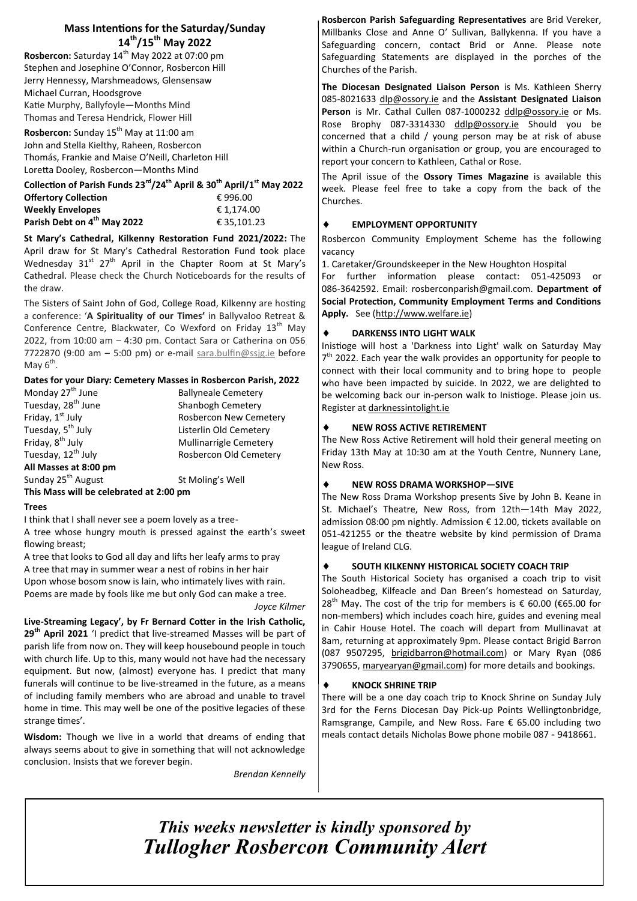## Mass Intentions for the Saturday/Sunday 14th/15th May 2022

**Rosbercon:** Saturday 14th May 2022 at 07:00 pm
Stephen and Josephine O'Connor, Rosbercon Hill
Jerry Hennessy, Marshmeadows, Glensensaw
Michael Curran, Hoodsgrove
Katie Murphy, Ballyfoyle—Months Mind
Thomas and Teresa Hendrick, Flower Hill

**Rosbercon:** Sunday 15th May at 11:00 am
John and Stella Kielthy, Raheen, Rosbercon
Thomás, Frankie and Maise O'Neill, Charleton Hill
Loretta Dooley, Rosbercon—Months Mind

**Collection of Parish Funds 23rd/24th April & 30th April/1st May 2022**

| | |
|---|---|
| **Offertory Collection** | € 996.00 |
| **Weekly Envelopes** | € 1,174.00 |
| **Parish Debt on 4th May 2022** | € 35,101.23 |

**St Mary's Cathedral, Kilkenny Restoration Fund 2021/2022:** The April draw for St Mary's Cathedral Restoration Fund took place Wednesday 31st 27th April in the Chapter Room at St Mary's Cathedral. Please check the Church Noticeboards for the results of the draw.

The Sisters of Saint John of God, College Road, Kilkenny are hosting a conference: '**A Spirituality of our Times'** in Ballyvaloo Retreat & Conference Centre, Blackwater, Co Wexford on Friday 13th May 2022, from 10:00 am – 4:30 pm. Contact Sara or Catherina on 056 7722870 (9:00 am – 5:00 pm) or e-mail sara.bulfin@ssjg.ie before May 6th.

**Dates for your Diary: Cemetery Masses in Rosbercon Parish, 2022**

| | |
|---|---|
| Monday 27th June | Ballyneale Cemetery |
| Tuesday, 28th June | Shanbogh Cemetery |
| Friday, 1st July | Rosbercon New Cemetery |
| Tuesday, 5th July | Listerlin Old Cemetery |
| Friday, 8th July | Mullinarrigle Cemetery |
| Tuesday, 12th July | Rosbercon Old Cemetery |
| **All Masses at 8:00 pm** | |
| Sunday 25th August | St Moling's Well |

**This Mass will be celebrated at 2:00 pm**

**Trees**

I think that I shall never see a poem lovely as a tree-
A tree whose hungry mouth is pressed against the earth's sweet flowing breast;
A tree that looks to God all day and lifts her leafy arms to pray
A tree that may in summer wear a nest of robins in her hair
Upon whose bosom snow is lain, who intimately lives with rain.
Poems are made by fools like me but only God can make a tree.

*Joyce Kilmer*

**Live-Streaming Legacy', by Fr Bernard Cotter in the Irish Catholic, 29th April 2021** 'I predict that live-streamed Masses will be part of parish life from now on. They will keep housebound people in touch with church life. Up to this, many would not have had the necessary equipment. But now, (almost) everyone has. I predict that many funerals will continue to be live-streamed in the future, as a means of including family members who are abroad and unable to travel home in time. This may well be one of the positive legacies of these strange times'.

**Wisdom:** Though we live in a world that dreams of ending that always seems about to give in something that will not acknowledge conclusion. Insists that we forever begin.

*Brendan Kennelly*

**Rosbercon Parish Safeguarding Representatives** are Brid Vereker, Millbanks Close and Anne O' Sullivan, Ballykenna. If you have a Safeguarding concern, contact Brid or Anne. Please note Safeguarding Statements are displayed in the porches of the Churches of the Parish.

**The Diocesan Designated Liaison Person** is Ms. Kathleen Sherry 085-8021633 dlp@ossory.ie and the **Assistant Designated Liaison Person** is Mr. Cathal Cullen 087-1000232 ddlp@ossory.ie or Ms. Rose Brophy 087-3314330 ddlp@ossory.ie Should you be concerned that a child / young person may be at risk of abuse within a Church-run organisation or group, you are encouraged to report your concern to Kathleen, Cathal or Rose.

The April issue of the **Ossory Times Magazine** is available this week. Please feel free to take a copy from the back of the Churches.

### ♦ EMPLOYMENT OPPORTUNITY

Rosbercon Community Employment Scheme has the following vacancy

1. Caretaker/Groundskeeper in the New Houghton Hospital

For further information please contact: 051-425093 or 086-3642592. Email: rosberconparish@gmail.com. **Department of Social Protection, Community Employment Terms and Conditions Apply.** See (http://www.welfare.ie)

### ♦ DARKENSS INTO LIGHT WALK

Inistioge will host a 'Darkness into Light' walk on Saturday May 7th 2022. Each year the walk provides an opportunity for people to connect with their local community and to bring hope to people who have been impacted by suicide. In 2022, we are delighted to be welcoming back our in-person walk to Inistioge. Please join us. Register at darknessintolight.ie

### ♦ NEW ROSS ACTIVE RETIREMENT

The New Ross Active Retirement will hold their general meeting on Friday 13th May at 10:30 am at the Youth Centre, Nunnery Lane, New Ross.

### ♦ NEW ROSS DRAMA WORKSHOP—SIVE

The New Ross Drama Workshop presents Sive by John B. Keane in St. Michael's Theatre, New Ross, from 12th—14th May 2022, admission 08:00 pm nightly. Admission € 12.00, tickets available on 051-421255 or the theatre website by kind permission of Drama league of Ireland CLG.

### ♦ SOUTH KILKENNY HISTORICAL SOCIETY COACH TRIP

The South Historical Society has organised a coach trip to visit Soloheadbeg, Kilfeacle and Dan Breen's homestead on Saturday, 28th May. The cost of the trip for members is € 60.00 (€65.00 for non-members) which includes coach hire, guides and evening meal in Cahir House Hotel. The coach will depart from Mullinavat at 8am, returning at approximately 9pm. Please contact Brigid Barron (087 9507295, brigidbarron@hotmail.com) or Mary Ryan (086 3790655, maryearyan@gmail.com) for more details and bookings.

### ♦ KNOCK SHRINE TRIP

There will be a one day coach trip to Knock Shrine on Sunday July 3rd for the Ferns Diocesan Day Pick-up Points Wellingtonbridge, Ramsgrange, Campile, and New Ross. Fare € 65.00 including two meals contact details Nicholas Bowe phone mobile 087 - 9418661.

*This weeks newsletter is kindly sponsored by Tullogher Rosbercon Community Alert*